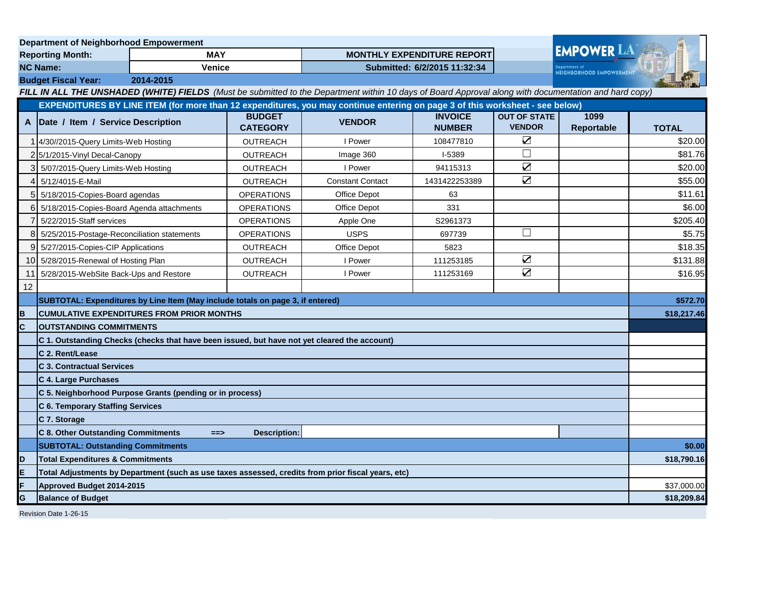**Department of Neighborhood Empowerment**

| | | | |
|---|---|---|---|
| **Reporting Month:** | **MAY** | **MONTHLY EXPENDITURE REPORT** | |
| **NC Name:** | **Venice** | **Submitted: 6/2/2015 11:32:34** | |
| **Budget Fiscal Year:** | **2014-2015** | | |

***FILL IN ALL THE UNSHADED (WHITE) FIELDS*** *(Must be submitted to the Department within 10 days of Board Approval along with documentation and hard copy)*

**EXPENDITURES BY LINE ITEM (for more than 12 expenditures, you may continue entering on page 3 of this worksheet - see below)**

| A | Date / Item / Service Description | BUDGET CATEGORY | VENDOR | INVOICE NUMBER | OUT OF STATE VENDOR | 1099 Reportable | TOTAL |
|---|---|---|---|---|---|---|---|
| 1 | 4/30//2015-Query Limits-Web Hosting | OUTREACH | I Power | 108477810 | ☑ | | $20.00 |
| 2 | 5/1/2015-Vinyl Decal-Canopy | OUTREACH | Image 360 | I-5389 | ☐ | | $81.76 |
| 3 | 5/07/2015-Query Limits-Web Hosting | OUTREACH | I Power | 94115313 | ☑ | | $20.00 |
| 4 | 5/12/4015-E-Mail | OUTREACH | Constant Contact | 1431422253389 | ☑ | | $55.00 |
| 5 | 5/18/2015-Copies-Board agendas | OPERATIONS | Office Depot | 63 | | | $11.61 |
| 6 | 5/18/2015-Copies-Board Agenda attachments | OPERATIONS | Office Depot | 331 | | | $6.00 |
| 7 | 5/22/2015-Staff services | OPERATIONS | Apple One | S2961373 | | | $205.40 |
| 8 | 5/25/2015-Postage-Reconciliation statements | OPERATIONS | USPS | 697739 | ☐ | | $5.75 |
| 9 | 5/27/2015-Copies-CIP Applications | OUTREACH | Office Depot | 5823 | | | $18.35 |
| 10 | 5/28/2015-Renewal of Hosting Plan | OUTREACH | I Power | 111253185 | ☑ | | $131.88 |
| 11 | 5/28/2015-WebSite Back-Ups and Restore | OUTREACH | I Power | 111253169 | ☑ | | $16.95 |
| 12 | | | | | | | |
| | **SUBTOTAL: Expenditures by Line Item (May include totals on page 3, if entered)** | | | | | | **$572.70** |
| **B** | **CUMULATIVE EXPENDITURES FROM PRIOR MONTHS** | | | | | | **$18,217.46** |
| **C** | **OUTSTANDING COMMITMENTS** | | | | | | |
| | **C 1. Outstanding Checks (checks that have been issued, but have not yet cleared the account)** | | | | | | |
| | **C 2. Rent/Lease** | | | | | | |
| | **C 3. Contractual Services** | | | | | | |
| | **C 4. Large Purchases** | | | | | | |
| | **C 5. Neighborhood Purpose Grants (pending or in process)** | | | | | | |
| | **C 6. Temporary Staffing Services** | | | | | | |
| | **C 7. Storage** | | | | | | |
| | **C 8. Other Outstanding Commitments ==>** | **Description:** | | | | | |
| | **SUBTOTAL: Outstanding Commitments** | | | | | | **$0.00** |
| **D** | **Total Expenditures & Commitments** | | | | | | **$18,790.16** |
| **E** | **Total Adjustments by Department (such as use taxes assessed, credits from prior fiscal years, etc)** | | | | | | |
| **F** | **Approved Budget 2014-2015** | | | | | | $37,000.00 |
| **G** | **Balance of Budget** | | | | | | **$18,209.84** |

Revision Date 1-26-15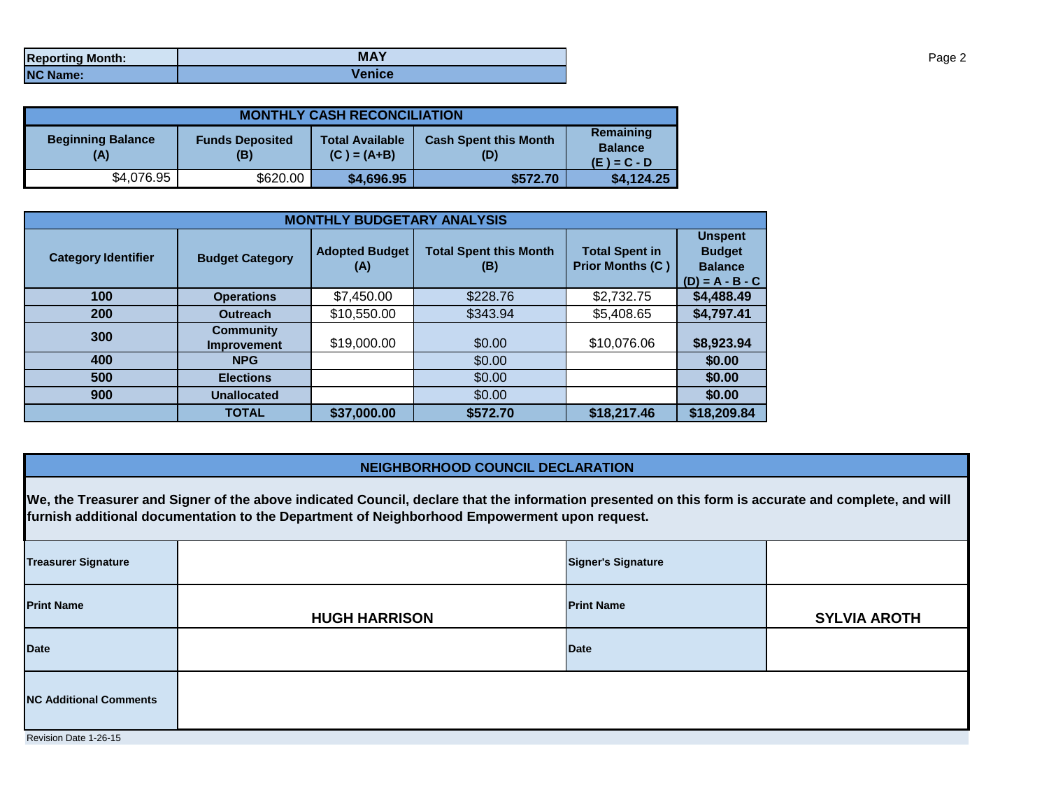| Reporting Month: | MAY |
|---|---|
| NC Name: | Venice |

| MONTHLY CASH RECONCILIATION | | | | |
|---|---|---|---|---|
| Beginning Balance (A) | Funds Deposited (B) | Total Available (C ) = (A+B) | Cash Spent this Month (D) | Remaining Balance (E ) = C - D |
| $4,076.95 | $620.00 | **$4,696.95** | **$572.70** | **$4,124.25** |

| MONTHLY BUDGETARY ANALYSIS | | | | | |
|---|---|---|---|---|---|
| Category Identifier | Budget Category | Adopted Budget (A) | Total Spent this Month (B) | Total Spent in Prior Months (C ) | Unspent Budget Balance (D) = A - B - C |
| **100** | **Operations** | $7,450.00 | $228.76 | $2,732.75 | **$4,488.49** |
| **200** | **Outreach** | $10,550.00 | $343.94 | $5,408.65 | **$4,797.41** |
| **300** | **Community Improvement** | $19,000.00 | $0.00 | $10,076.06 | **$8,923.94** |
| **400** | **NPG** | | $0.00 | | **$0.00** |
| **500** | **Elections** | | $0.00 | | **$0.00** |
| **900** | **Unallocated** | | $0.00 | | **$0.00** |
| | **TOTAL** | **$37,000.00** | **$572.70** | **$18,217.46** | **$18,209.84** |

## NEIGHBORHOOD COUNCIL DECLARATION

**We, the Treasurer and Signer of the above indicated Council, declare that the information presented on this form is accurate and complete, and will furnish additional documentation to the Department of Neighborhood Empowerment upon request.**

| | | | |
|---|---|---|---|
| **Treasurer Signature** | | **Signer's Signature** | |
| **Print Name** | **HUGH HARRISON** | **Print Name** | **SYLVIA AROTH** |
| **Date** | | **Date** | |
| **NC Additional Comments** | | | |

Revision Date 1-26-15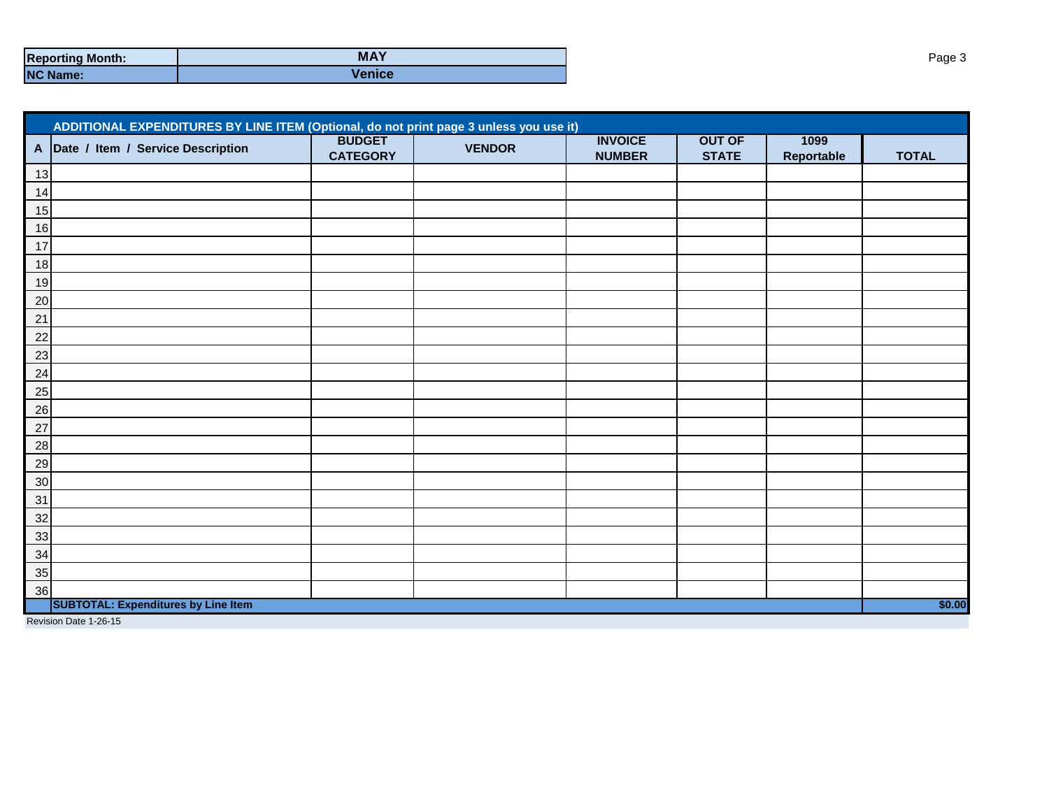| | |
|---|---|
| **Reporting Month:** | **MAY** |
| **NC Name:** | **Venice** |

**ADDITIONAL EXPENDITURES BY LINE ITEM (Optional, do not print page 3 unless you use it)**

| A | Date / Item / Service Description | BUDGET CATEGORY | VENDOR | INVOICE NUMBER | OUT OF STATE | 1099 Reportable | TOTAL |
|---|---|---|---|---|---|---|---|
| 13 | | | | | | | |
| 14 | | | | | | | |
| 15 | | | | | | | |
| 16 | | | | | | | |
| 17 | | | | | | | |
| 18 | | | | | | | |
| 19 | | | | | | | |
| 20 | | | | | | | |
| 21 | | | | | | | |
| 22 | | | | | | | |
| 23 | | | | | | | |
| 24 | | | | | | | |
| 25 | | | | | | | |
| 26 | | | | | | | |
| 27 | | | | | | | |
| 28 | | | | | | | |
| 29 | | | | | | | |
| 30 | | | | | | | |
| 31 | | | | | | | |
| 32 | | | | | | | |
| 33 | | | | | | | |
| 34 | | | | | | | |
| 35 | | | | | | | |
| 36 | | | | | | | |
| | **SUBTOTAL: Expenditures by Line Item** | | | | | | **$0.00** |

Revision Date 1-26-15